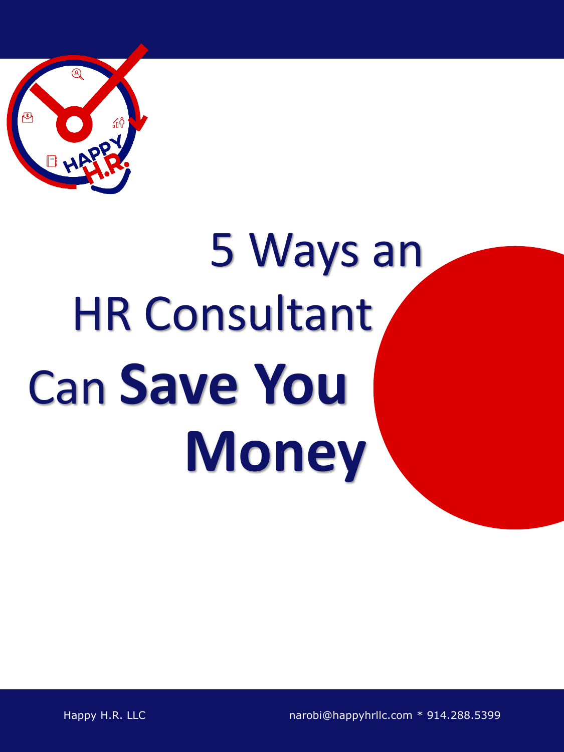# 5 Ways an HR Consultant Can **Save You Money**

Happy H.R. LLC

narobi@happyhrllc.com * 914.288.5399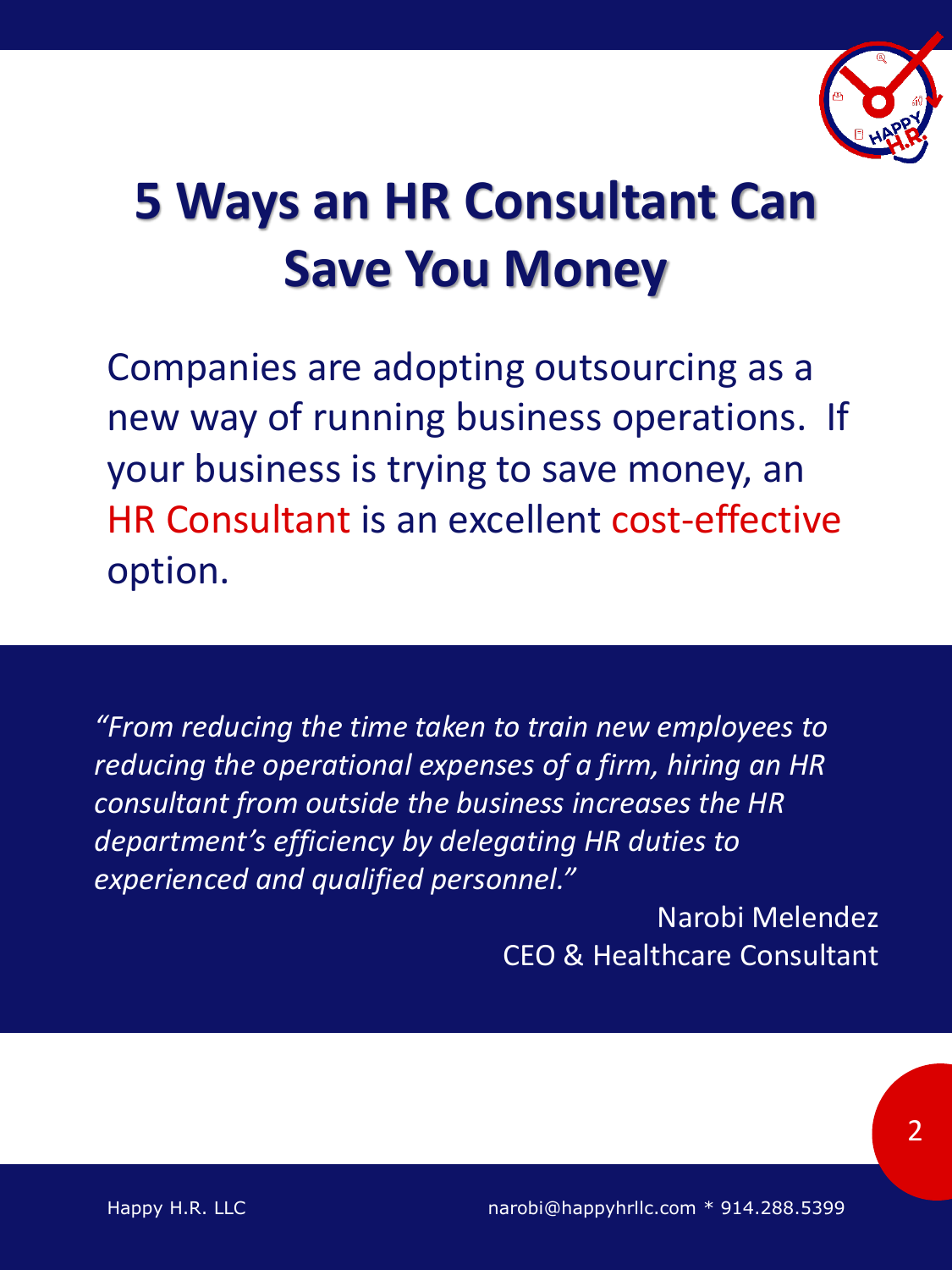# 5 Ways an HR Consultant Can Save You Money

Companies are adopting outsourcing as a new way of running business operations. If your business is trying to save money, an HR Consultant is an excellent cost-effective option.

*"From reducing the time taken to train new employees to reducing the operational expenses of a firm, hiring an HR consultant from outside the business increases the HR department's efficiency by delegating HR duties to experienced and qualified personnel."*

Narobi Melendez
CEO & Healthcare Consultant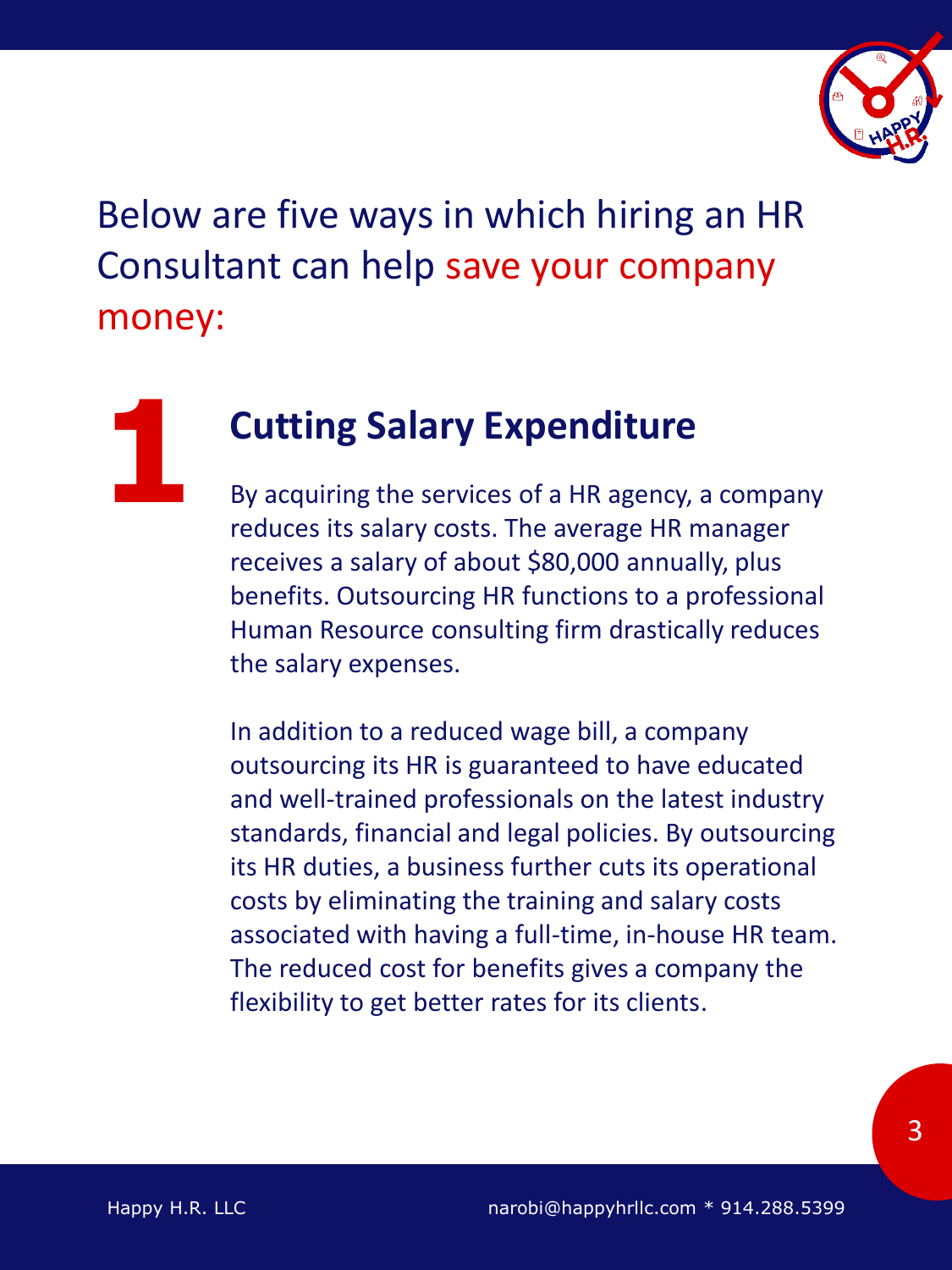Below are five ways in which hiring an HR Consultant can help save your company money:

## 1 Cutting Salary Expenditure

By acquiring the services of a HR agency, a company reduces its salary costs. The average HR manager receives a salary of about $80,000 annually, plus benefits. Outsourcing HR functions to a professional Human Resource consulting firm drastically reduces the salary expenses.

In addition to a reduced wage bill, a company outsourcing its HR is guaranteed to have educated and well-trained professionals on the latest industry standards, financial and legal policies. By outsourcing its HR duties, a business further cuts its operational costs by eliminating the training and salary costs associated with having a full-time, in-house HR team. The reduced cost for benefits gives a company the flexibility to get better rates for its clients.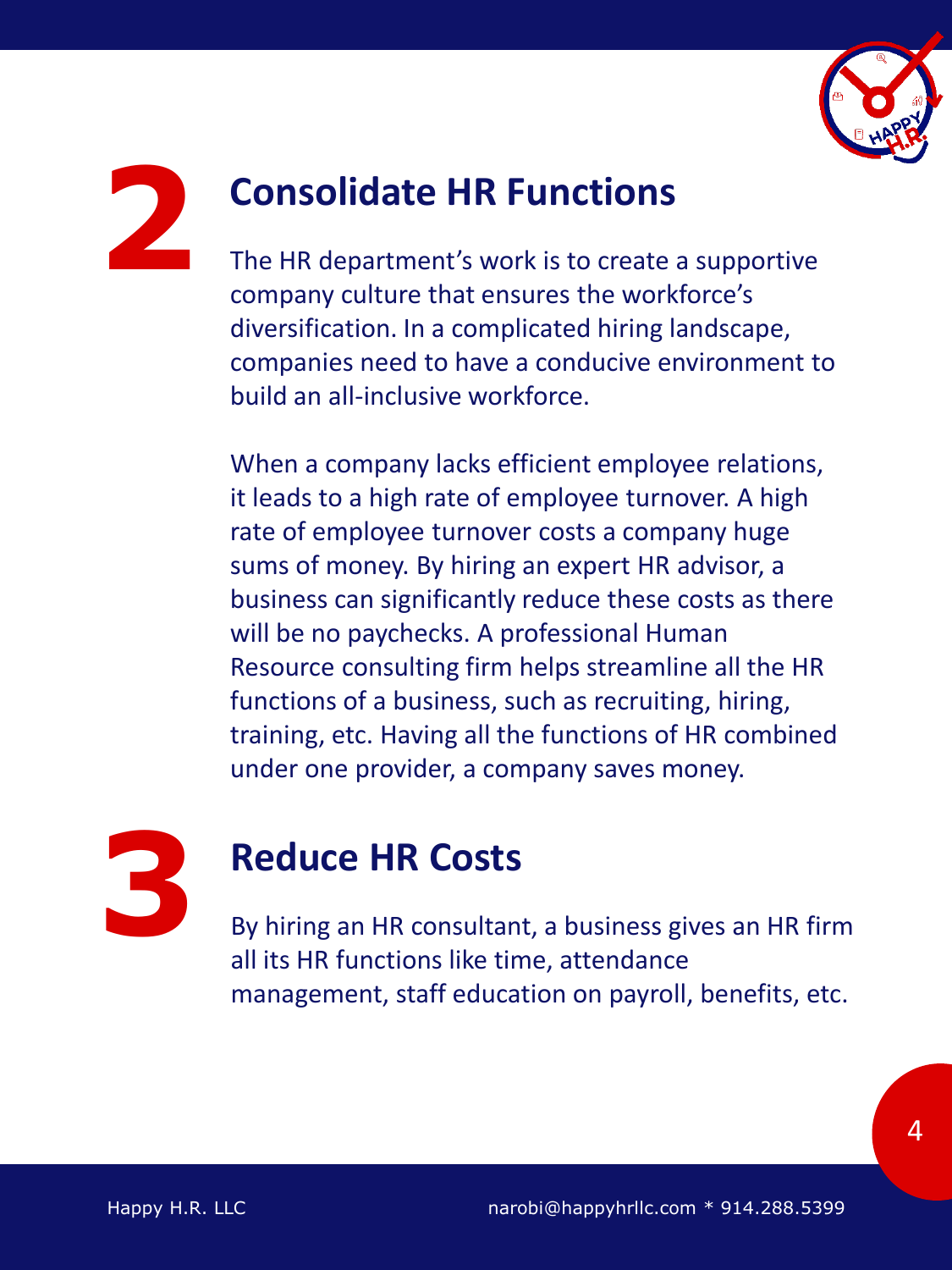## 2 Consolidate HR Functions

The HR department's work is to create a supportive company culture that ensures the workforce's diversification. In a complicated hiring landscape, companies need to have a conducive environment to build an all-inclusive workforce.

When a company lacks efficient employee relations, it leads to a high rate of employee turnover. A high rate of employee turnover costs a company huge sums of money. By hiring an expert HR advisor, a business can significantly reduce these costs as there will be no paychecks. A professional Human Resource consulting firm helps streamline all the HR functions of a business, such as recruiting, hiring, training, etc. Having all the functions of HR combined under one provider, a company saves money.

## 3 Reduce HR Costs

By hiring an HR consultant, a business gives an HR firm all its HR functions like time, attendance management, staff education on payroll, benefits, etc.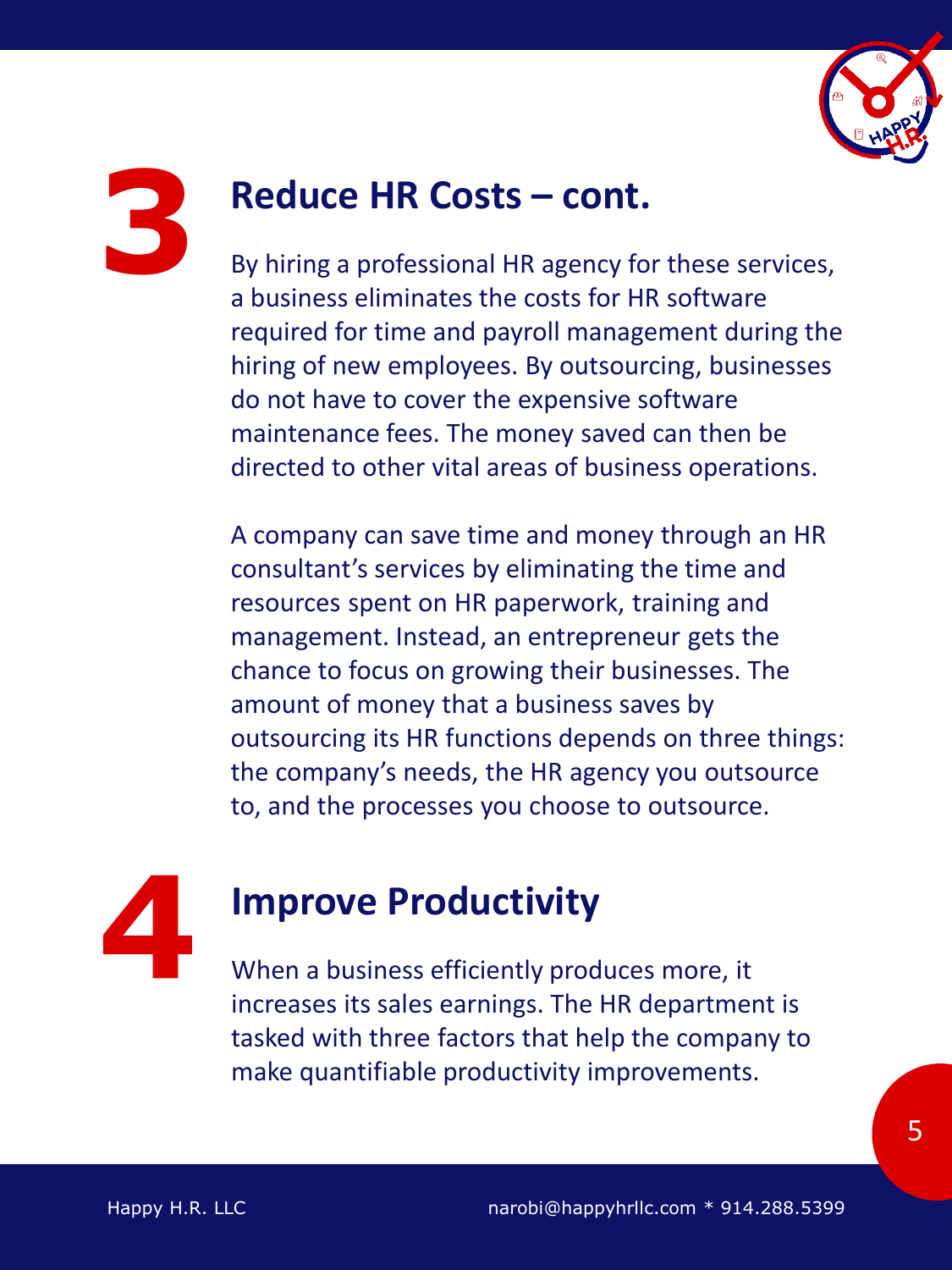## 3 Reduce HR Costs – cont.

By hiring a professional HR agency for these services, a business eliminates the costs for HR software required for time and payroll management during the hiring of new employees. By outsourcing, businesses do not have to cover the expensive software maintenance fees. The money saved can then be directed to other vital areas of business operations.

A company can save time and money through an HR consultant's services by eliminating the time and resources spent on HR paperwork, training and management. Instead, an entrepreneur gets the chance to focus on growing their businesses. The amount of money that a business saves by outsourcing its HR functions depends on three things: the company's needs, the HR agency you outsource to, and the processes you choose to outsource.

## 4 Improve Productivity

When a business efficiently produces more, it increases its sales earnings. The HR department is tasked with three factors that help the company to make quantifiable productivity improvements.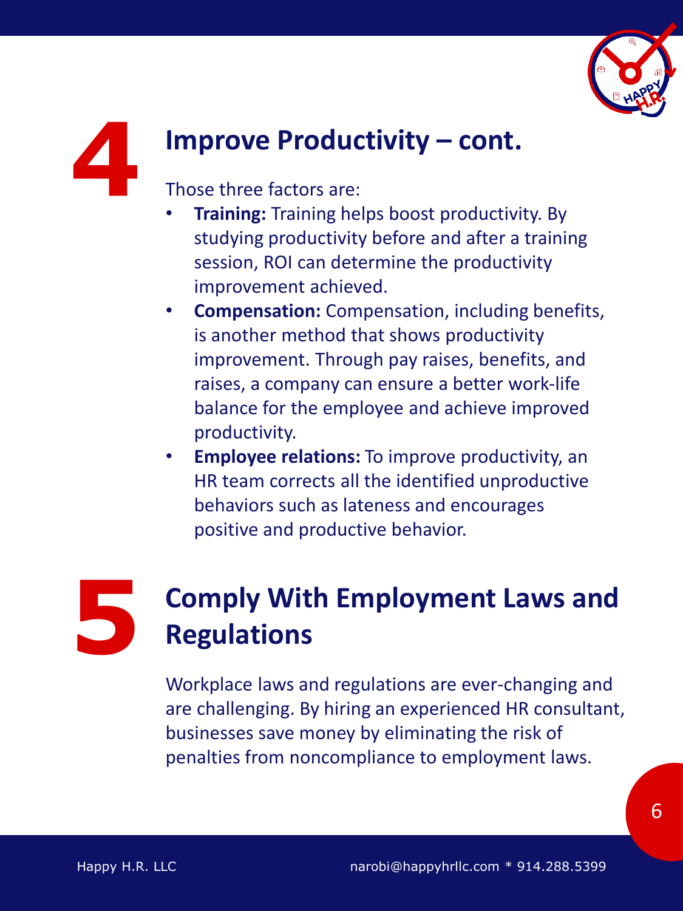## 4 Improve Productivity – cont.

Those three factors are:

- **Training:** Training helps boost productivity. By studying productivity before and after a training session, ROI can determine the productivity improvement achieved.
- **Compensation:** Compensation, including benefits, is another method that shows productivity improvement. Through pay raises, benefits, and raises, a company can ensure a better work-life balance for the employee and achieve improved productivity.
- **Employee relations:** To improve productivity, an HR team corrects all the identified unproductive behaviors such as lateness and encourages positive and productive behavior.

## 5 Comply With Employment Laws and Regulations

Workplace laws and regulations are ever-changing and are challenging. By hiring an experienced HR consultant, businesses save money by eliminating the risk of penalties from noncompliance to employment laws.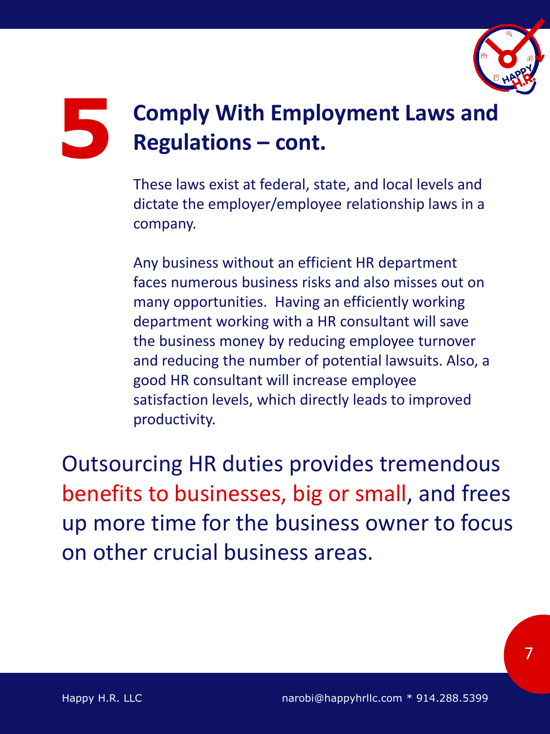## 5 Comply With Employment Laws and Regulations – cont.

These laws exist at federal, state, and local levels and dictate the employer/employee relationship laws in a company.

Any business without an efficient HR department faces numerous business risks and also misses out on many opportunities. Having an efficiently working department working with a HR consultant will save the business money by reducing employee turnover and reducing the number of potential lawsuits. Also, a good HR consultant will increase employee satisfaction levels, which directly leads to improved productivity.

Outsourcing HR duties provides tremendous benefits to businesses, big or small, and frees up more time for the business owner to focus on other crucial business areas.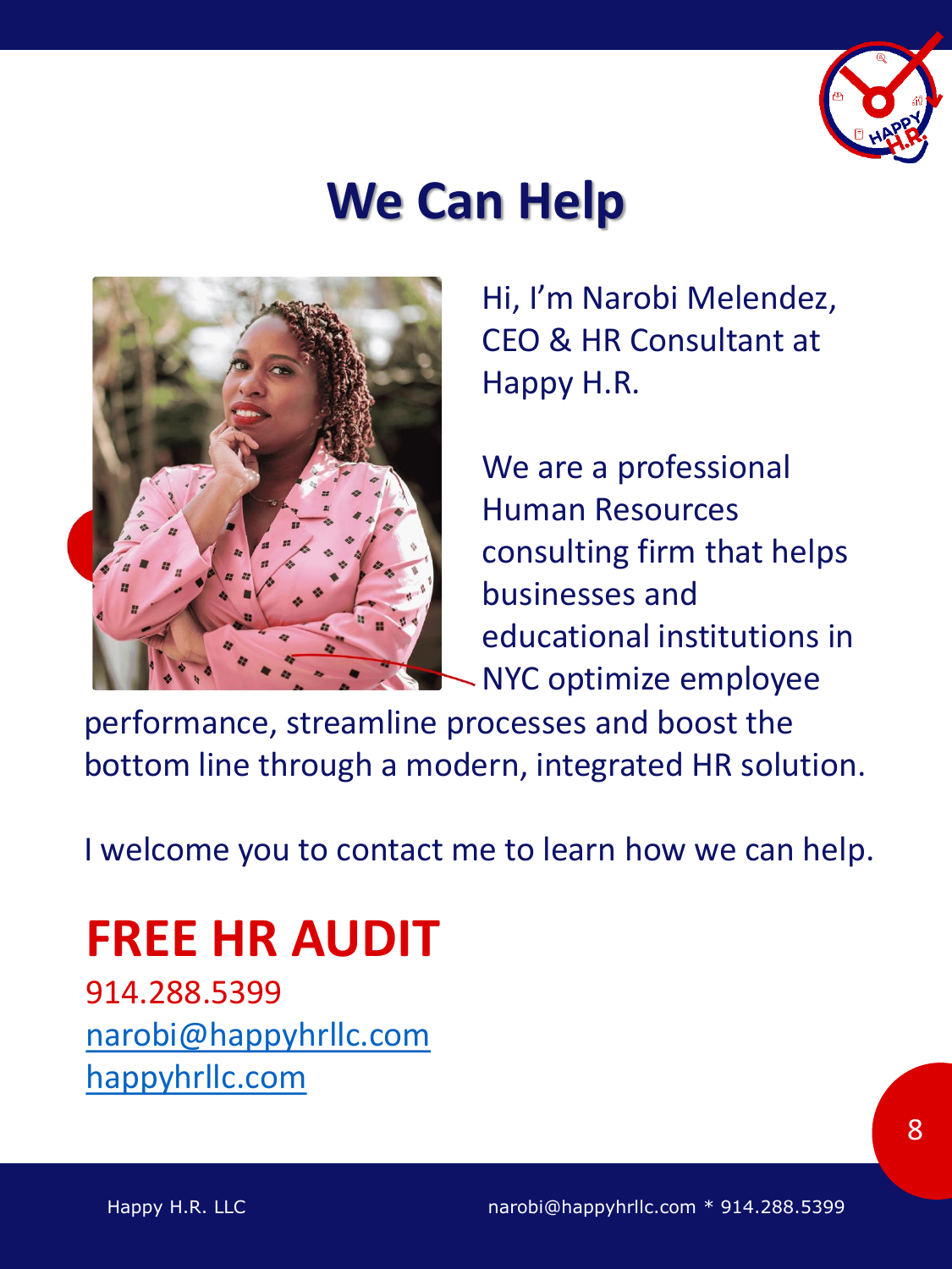# We Can Help

Hi, I'm Narobi Melendez, CEO & HR Consultant at Happy H.R.

We are a professional Human Resources consulting firm that helps businesses and educational institutions in NYC optimize employee performance, streamline processes and boost the bottom line through a modern, integrated HR solution.

I welcome you to contact me to learn how we can help.

## FREE HR AUDIT

914.288.5399
narobi@happyhrllc.com
happyhrllc.com